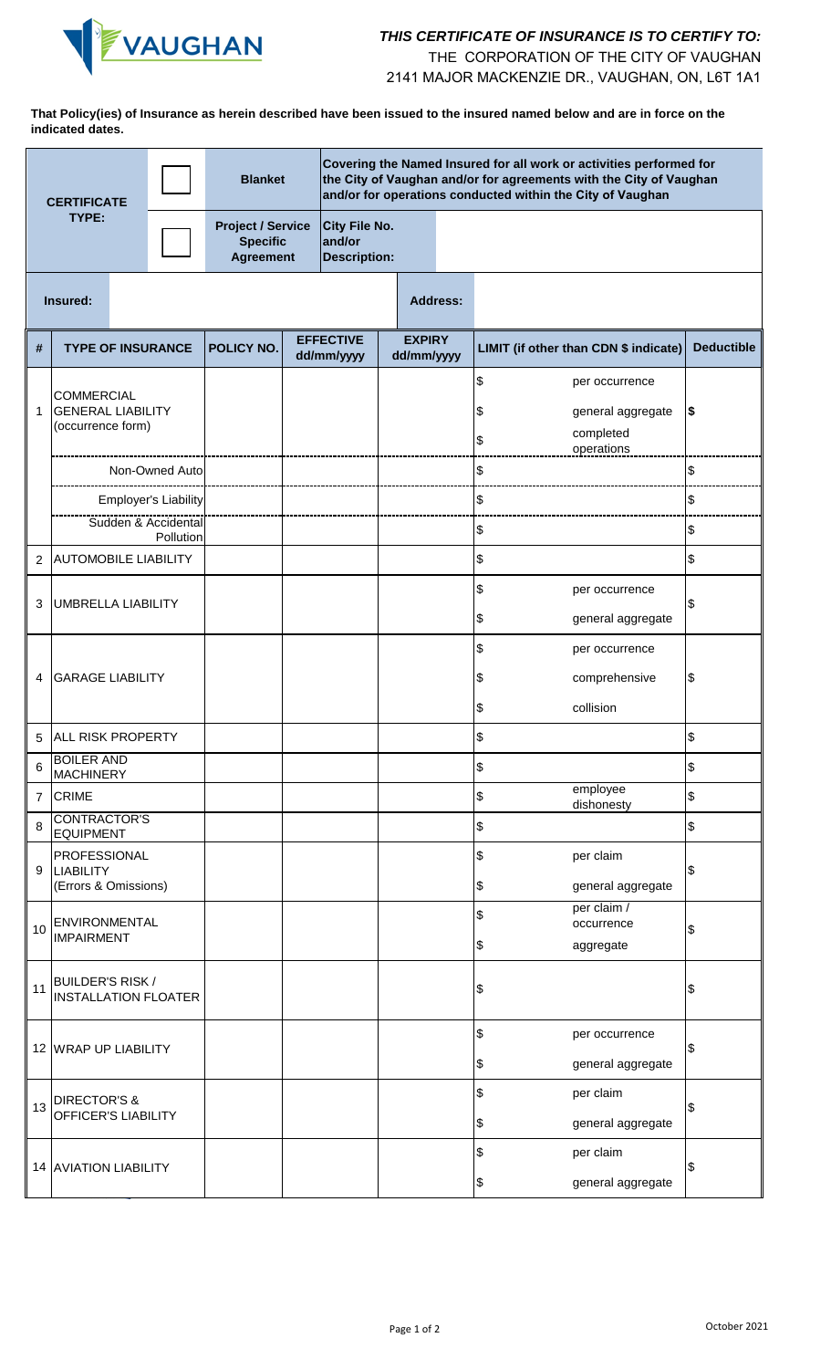VAUGHAN

***THIS CERTIFICATE OF INSURANCE IS TO CERTIFY TO:***

THE CORPORATION OF THE CITY OF VAUGHAN
2141 MAJOR MACKENZIE DR., VAUGHAN, ON, L6T 1A1

**That Policy(ies) of Insurance as herein described have been issued to the insured named below and are in force on the indicated dates.**

| **CERTIFICATE TYPE:** | ☐ | **Blanket** | **Covering the Named Insured for all work or activities performed for the City of Vaughan and/or for agreements with the City of Vaughan and/or for operations conducted within the City of Vaughan** |
|---|---|---|---|
| | ☐ | **Project / Service Specific Agreement** | **City File No. and/or Description:** |

| **Insured:** | | **Address:** | |
|---|---|---|---|

| # | TYPE OF INSURANCE | POLICY NO. | EFFECTIVE dd/mm/yyyy | EXPIRY dd/mm/yyyy | LIMIT (if other than CDN $ indicate) | Deductible |
|---|---|---|---|---|---|---|
| 1 | COMMERCIAL GENERAL LIABILITY (occurrence form) | | | | $ per occurrence<br>$ general aggregate<br>$ completed operations | $ |
| | Non-Owned Auto | | | | $ | $ |
| | Employer's Liability | | | | $ | $ |
| | Sudden & Accidental Pollution | | | | $ | $ |
| 2 | AUTOMOBILE LIABILITY | | | | $ | $ |
| 3 | UMBRELLA LIABILITY | | | | $ per occurrence<br>$ general aggregate | $ |
| 4 | GARAGE LIABILITY | | | | $ per occurrence<br>$ comprehensive<br>$ collision | $ |
| 5 | ALL RISK PROPERTY | | | | $ | $ |
| 6 | BOILER AND MACHINERY | | | | $ | $ |
| 7 | CRIME | | | | $ employee dishonesty | $ |
| 8 | CONTRACTOR'S EQUIPMENT | | | | $ | $ |
| 9 | PROFESSIONAL LIABILITY (Errors & Omissions) | | | | $ per claim<br>$ general aggregate | $ |
| 10 | ENVIRONMENTAL IMPAIRMENT | | | | $ per claim / occurrence<br>$ aggregate | $ |
| 11 | BUILDER'S RISK / INSTALLATION FLOATER | | | | $ | $ |
| 12 | WRAP UP LIABILITY | | | | $ per occurrence<br>$ general aggregate | $ |
| 13 | DIRECTOR'S & OFFICER'S LIABILITY | | | | $ per claim<br>$ general aggregate | $ |
| 14 | AVIATION LIABILITY | | | | $ per claim<br>$ general aggregate | $ |

October 2021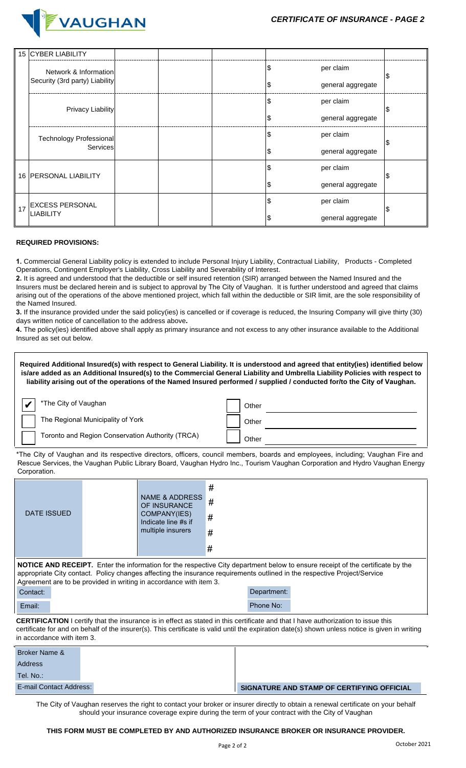| | | | | | | |
|---|---|---|---|---|---|---|
| 15 | CYBER LIABILITY | | | | | |
| | Network & Information Security (3rd party) Liability | | | $ | per claim | $ |
| | | | | $ | general aggregate | |
| | Privacy Liability | | | $ | per claim | $ |
| | | | | $ | general aggregate | |
| | Technology Professional Services | | | $ | per claim | $ |
| | | | | $ | general aggregate | |
| 16 | PERSONAL LIABILITY | | | $ | per claim | $ |
| | | | | $ | general aggregate | |
| 17 | EXCESS PERSONAL LIABILITY | | | $ | per claim | $ |
| | | | | $ | general aggregate | |

**REQUIRED PROVISIONS:**

**1.** Commercial General Liability policy is extended to include Personal Injury Liability, Contractual Liability, Products - Completed Operations, Contingent Employer's Liability, Cross Liability and Severability of Interest.

**2.** It is agreed and understood that the deductible or self insured retention (SIR) arranged between the Named Insured and the Insurers must be declared herein and is subject to approval by The City of Vaughan. It is further understood and agreed that claims arising out of the operations of the above mentioned project, which fall within the deductible or SIR limit, are the sole responsibility of the Named Insured.

**3.** If the insurance provided under the said policy(ies) is cancelled or if coverage is reduced, the Insuring Company will give thirty (30) days written notice of cancellation to the address above**.**

**4.** The policy(ies) identified above shall apply as primary insurance and not excess to any other insurance available to the Additional Insured as set out below.

**Required Additional Insured(s) with respect to General Liability. It is understood and agreed that entity(ies) identified below is/are added as an Additional Insured(s) to the Commercial General Liability and Umbrella Liability Policies with respect to liability arising out of the operations of the Named Insured performed / supplied / conducted for/to the City of Vaughan.**

- [x] *The City of Vaughan
- [ ] The Regional Municipality of York
- [ ] Toronto and Region Conservation Authority (TRCA)
- [ ] Other ____________
- [ ] Other ____________
- [ ] Other ____________

*The City of Vaughan and its respective directors, officers, council members, boards and employees, including; Vaughan Fire and Rescue Services, the Vaughan Public Library Board, Vaughan Hydro Inc., Tourism Vaughan Corporation and Hydro Vaughan Energy Corporation.

| | | | |
|---|---|---|---|
| DATE ISSUED | | NAME & ADDRESS OF INSURANCE COMPANY(IES) Indicate line #s if multiple insurers | # |
| | | | # |
| | | | # |
| | | | # |
| | | | # |

**NOTICE AND RECEIPT**. Enter the information for the respective City department below to ensure receipt of the certificate by the appropriate City contact. Policy changes affecting the insurance requirements outlined in the respective Project/Service Agreement are to be provided in writing in accordance with item 3.

| | | | |
|---|---|---|---|
| Contact: | | Department: | |
| Email: | | Phone No: | |

**CERTIFICATION** I certify that the insurance is in effect as stated in this certificate and that I have authorization to issue this certificate for and on behalf of the insurer(s). This certificate is valid until the expiration date(s) shown unless notice is given in writing in accordance with item 3.

| | | |
|---|---|---|
| Broker Name & | | |
| Address | | |
| Tel. No.: | | |
| E-mail Contact Address: | | **SIGNATURE AND STAMP OF CERTIFYING OFFICIAL** |

The City of Vaughan reserves the right to contact your broker or insurer directly to obtain a renewal certificate on your behalf should your insurance coverage expire during the term of your contract with the City of Vaughan

**THIS FORM MUST BE COMPLETED BY AND AUTHORIZED INSURANCE BROKER OR INSURANCE PROVIDER.**

October 2021